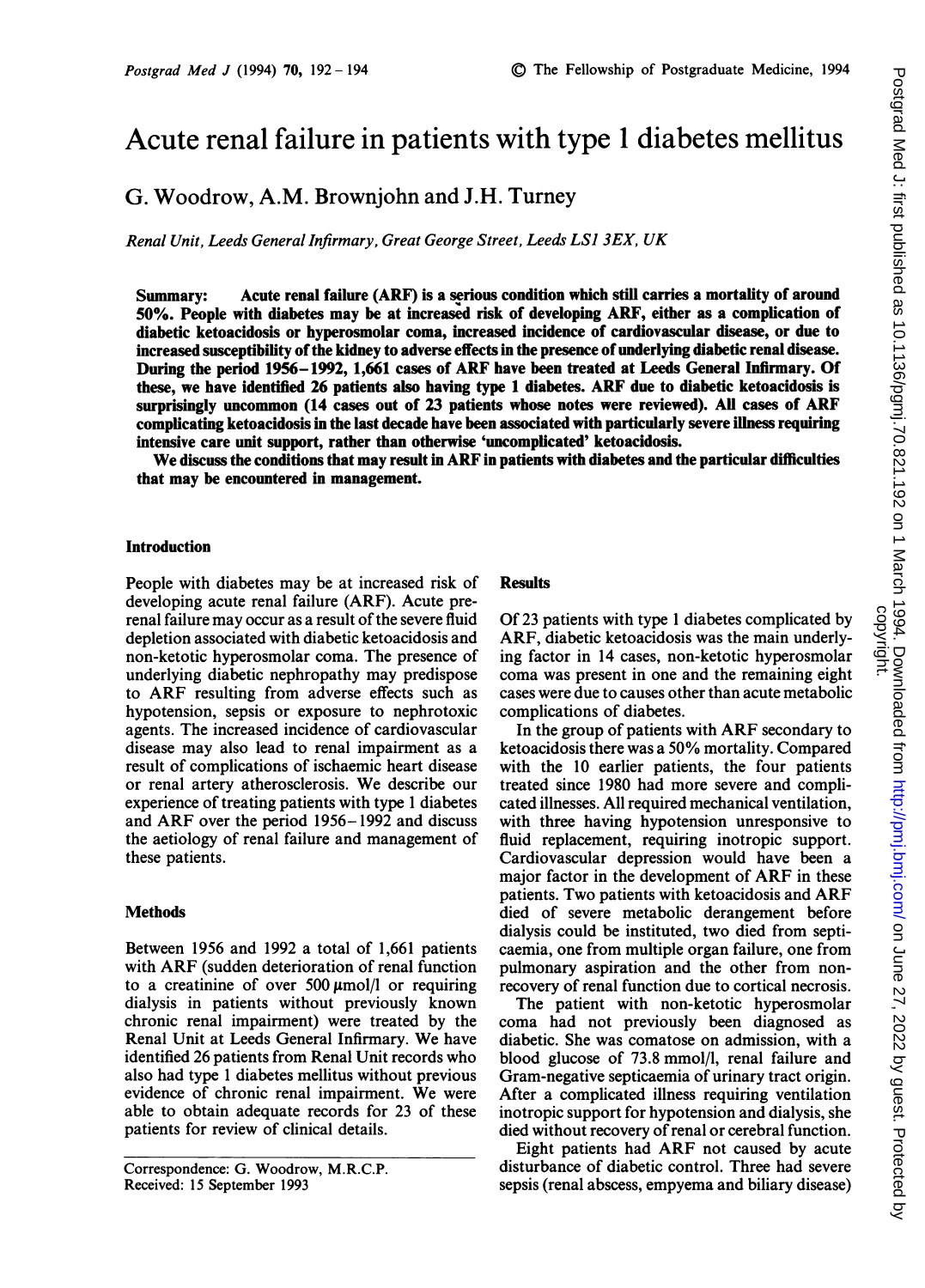# Acute renal failure in patients with type 1 diabetes mellitus

G. Woodrow, A.M. Brownjohn and J.H. Turney

*Renal Unit, Leeds General Infirmary, Great George Street, Leeds LS1 3EX, UK*

**Summary: Acute renal failure (ARF) is a serious condition which still carries a mortality of around 50%. People with diabetes may be at increased risk of developing ARF, either as a complication of diabetic ketoacidosis or hyperosmolar coma, increased incidence of cardiovascular disease, or due to increased susceptibility of the kidney to adverse effects in the presence of underlying diabetic renal disease. During the period 1956–1992, 1,661 cases of ARF have been treated at Leeds General Infirmary. Of these, we have identified 26 patients also having type 1 diabetes. ARF due to diabetic ketoacidosis is surprisingly uncommon (14 cases out of 23 patients whose notes were reviewed). All cases of ARF complicating ketoacidosis in the last decade have been associated with particularly severe illness requiring intensive care unit support, rather than otherwise 'uncomplicated' ketoacidosis.**

**We discuss the conditions that may result in ARF in patients with diabetes and the particular difficulties that may be encountered in management.**

## Introduction

People with diabetes may be at increased risk of developing acute renal failure (ARF). Acute pre-renal failure may occur as a result of the severe fluid depletion associated with diabetic ketoacidosis and non-ketotic hyperosmolar coma. The presence of underlying diabetic nephropathy may predispose to ARF resulting from adverse effects such as hypotension, sepsis or exposure to nephrotoxic agents. The increased incidence of cardiovascular disease may also lead to renal impairment as a result of complications of ischaemic heart disease or renal artery atherosclerosis. We describe our experience of treating patients with type 1 diabetes and ARF over the period 1956–1992 and discuss the aetiology of renal failure and management of these patients.

## Methods

Between 1956 and 1992 a total of 1,661 patients with ARF (sudden deterioration of renal function to a creatinine of over 500 μmol/l or requiring dialysis in patients without previously known chronic renal impairment) were treated by the Renal Unit at Leeds General Infirmary. We have identified 26 patients from Renal Unit records who also had type 1 diabetes mellitus without previous evidence of chronic renal impairment. We were able to obtain adequate records for 23 of these patients for review of clinical details.

Correspondence: G. Woodrow, M.R.C.P.
Received: 15 September 1993

## Results

Of 23 patients with type 1 diabetes complicated by ARF, diabetic ketoacidosis was the main underlying factor in 14 cases, non-ketotic hyperosmolar coma was present in one and the remaining eight cases were due to causes other than acute metabolic complications of diabetes.

In the group of patients with ARF secondary to ketoacidosis there was a 50% mortality. Compared with the 10 earlier patients, the four patients treated since 1980 had more severe and complicated illnesses. All required mechanical ventilation, with three having hypotension unresponsive to fluid replacement, requiring inotropic support. Cardiovascular depression would have been a major factor in the development of ARF in these patients. Two patients with ketoacidosis and ARF died of severe metabolic derangement before dialysis could be instituted, two died from septicaemia, one from multiple organ failure, one from pulmonary aspiration and the other from non-recovery of renal function due to cortical necrosis.

The patient with non-ketotic hyperosmolar coma had not previously been diagnosed as diabetic. She was comatose on admission, with a blood glucose of 73.8 mmol/l, renal failure and Gram-negative septicaemia of urinary tract origin. After a complicated illness requiring ventilation inotropic support for hypotension and dialysis, she died without recovery of renal or cerebral function.

Eight patients had ARF not caused by acute disturbance of diabetic control. Three had severe sepsis (renal abscess, empyema and biliary disease)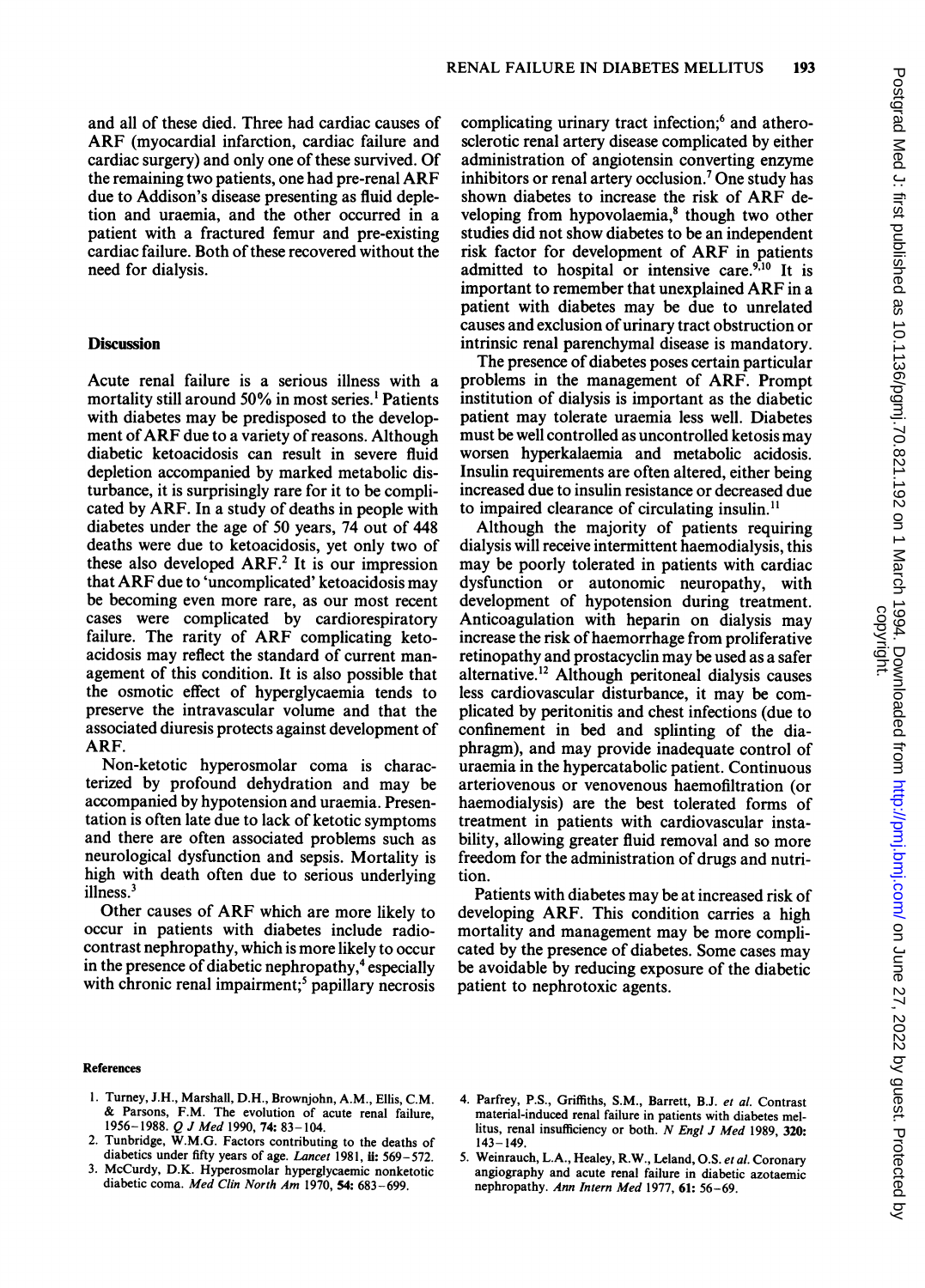and all of these died. Three had cardiac causes of ARF (myocardial infarction, cardiac failure and cardiac surgery) and only one of these survived. Of the remaining two patients, one had pre-renal ARF due to Addison's disease presenting as fluid depletion and uraemia, and the other occurred in a patient with a fractured femur and pre-existing cardiac failure. Both of these recovered without the need for dialysis.

## Discussion

Acute renal failure is a serious illness with a mortality still around 50% in most series.[1] Patients with diabetes may be predisposed to the development of ARF due to a variety of reasons. Although diabetic ketoacidosis can result in severe fluid depletion accompanied by marked metabolic disturbance, it is surprisingly rare for it to be complicated by ARF. In a study of deaths in people with diabetes under the age of 50 years, 74 out of 448 deaths were due to ketoacidosis, yet only two of these also developed ARF.[2] It is our impression that ARF due to 'uncomplicated' ketoacidosis may be becoming even more rare, as our most recent cases were complicated by cardiorespiratory failure. The rarity of ARF complicating ketoacidosis may reflect the standard of current management of this condition. It is also possible that the osmotic effect of hyperglycaemia tends to preserve the intravascular volume and that the associated diuresis protects against development of ARF.

Non-ketotic hyperosmolar coma is characterized by profound dehydration and may be accompanied by hypotension and uraemia. Presentation is often late due to lack of ketotic symptoms and there are often associated problems such as neurological dysfunction and sepsis. Mortality is high with death often due to serious underlying illness.[3]

Other causes of ARF which are more likely to occur in patients with diabetes include radiocontrast nephropathy, which is more likely to occur in the presence of diabetic nephropathy,[4] especially with chronic renal impairment;[5] papillary necrosis complicating urinary tract infection;[6] and atherosclerotic renal artery disease complicated by either administration of angiotensin converting enzyme inhibitors or renal artery occlusion.[7] One study has shown diabetes to increase the risk of ARF developing from hypovolaemia,[8] though two other studies did not show diabetes to be an independent risk factor for development of ARF in patients admitted to hospital or intensive care.[9,10] It is important to remember that unexplained ARF in a patient with diabetes may be due to unrelated causes and exclusion of urinary tract obstruction or intrinsic renal parenchymal disease is mandatory.

The presence of diabetes poses certain particular problems in the management of ARF. Prompt institution of dialysis is important as the diabetic patient may tolerate uraemia less well. Diabetes must be well controlled as uncontrolled ketosis may worsen hyperkalaemia and metabolic acidosis. Insulin requirements are often altered, either being increased due to insulin resistance or decreased due to impaired clearance of circulating insulin.[11]

Although the majority of patients requiring dialysis will receive intermittent haemodialysis, this may be poorly tolerated in patients with cardiac dysfunction or autonomic neuropathy, with development of hypotension during treatment. Anticoagulation with heparin on dialysis may increase the risk of haemorrhage from proliferative retinopathy and prostacyclin may be used as a safer alternative.[12] Although peritoneal dialysis causes less cardiovascular disturbance, it may be complicated by peritonitis and chest infections (due to confinement in bed and splinting of the diaphragm), and may provide inadequate control of uraemia in the hypercatabolic patient. Continuous arteriovenous or venovenous haemofiltration (or haemodialysis) are the best tolerated forms of treatment in patients with cardiovascular instability, allowing greater fluid removal and so more freedom for the administration of drugs and nutrition.

Patients with diabetes may be at increased risk of developing ARF. This condition carries a high mortality and management may be more complicated by the presence of diabetes. Some cases may be avoidable by reducing exposure of the diabetic patient to nephrotoxic agents.

### References

1. Turney, J.H., Marshall, D.H., Brownjohn, A.M., Ellis, C.M. & Parsons, F.M. The evolution of acute renal failure, 1956–1988. *Q J Med* 1990, **74:** 83–104.
2. Tunbridge, W.M.G. Factors contributing to the deaths of diabetics under fifty years of age. *Lancet* 1981, **ii:** 569–572.
3. McCurdy, D.K. Hyperosmolar hyperglycaemic nonketotic diabetic coma. *Med Clin North Am* 1970, **54:** 683–699.
4. Parfrey, P.S., Griffiths, S.M., Barrett, B.J. *et al.* Contrast material-induced renal failure in patients with diabetes mellitus, renal insufficiency or both. *N Engl J Med* 1989, **320:** 143–149.
5. Weinrauch, L.A., Healey, R.W., Leland, O.S. *et al.* Coronary angiography and acute renal failure in diabetic azotaemic nephropathy. *Ann Intern Med* 1977, **61:** 56–69.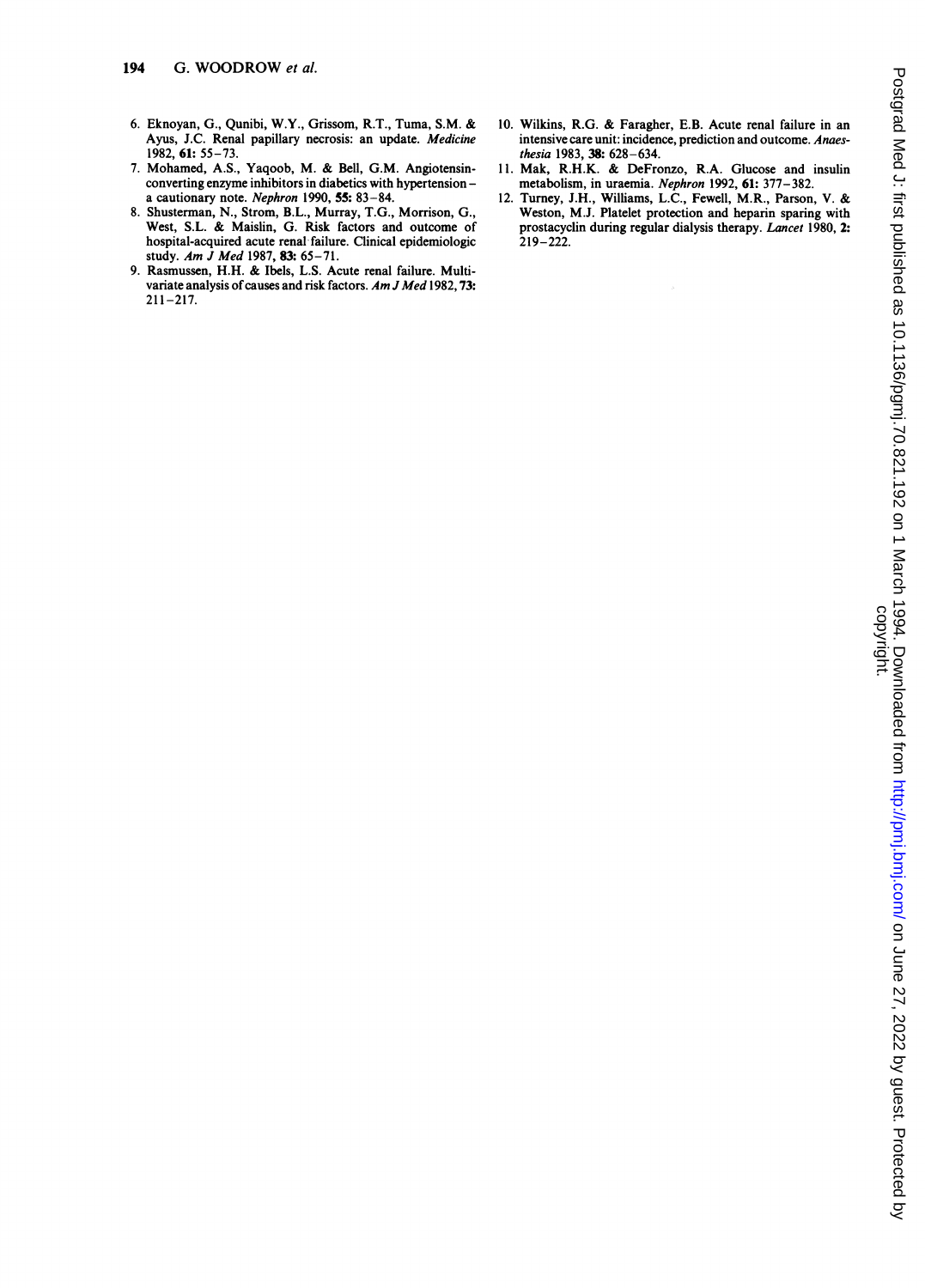6. Eknoyan, G., Qunibi, W.Y., Grissom, R.T., Tuma, S.M. & Ayus, J.C. Renal papillary necrosis: an update. *Medicine* 1982, **61:** 55–73.
7. Mohamed, A.S., Yaqoob, M. & Bell, G.M. Angiotensin-converting enzyme inhibitors in diabetics with hypertension – a cautionary note. *Nephron* 1990, **55:** 83–84.
8. Shusterman, N., Strom, B.L., Murray, T.G., Morrison, G., West, S.L. & Maislin, G. Risk factors and outcome of hospital-acquired acute renal failure. Clinical epidemiologic study. *Am J Med* 1987, **83:** 65–71.
9. Rasmussen, H.H. & Ibels, L.S. Acute renal failure. Multivariate analysis of causes and risk factors. *Am J Med* 1982, **73:** 211–217.
10. Wilkins, R.G. & Faragher, E.B. Acute renal failure in an intensive care unit: incidence, prediction and outcome. *Anaesthesia* 1983, **38:** 628–634.
11. Mak, R.H.K. & DeFronzo, R.A. Glucose and insulin metabolism, in uraemia. *Nephron* 1992, **61:** 377–382.
12. Turney, J.H., Williams, L.C., Fewell, M.R., Parson, V. & Weston, M.J. Platelet protection and heparin sparing with prostacyclin during regular dialysis therapy. *Lancet* 1980, **2:** 219–222.